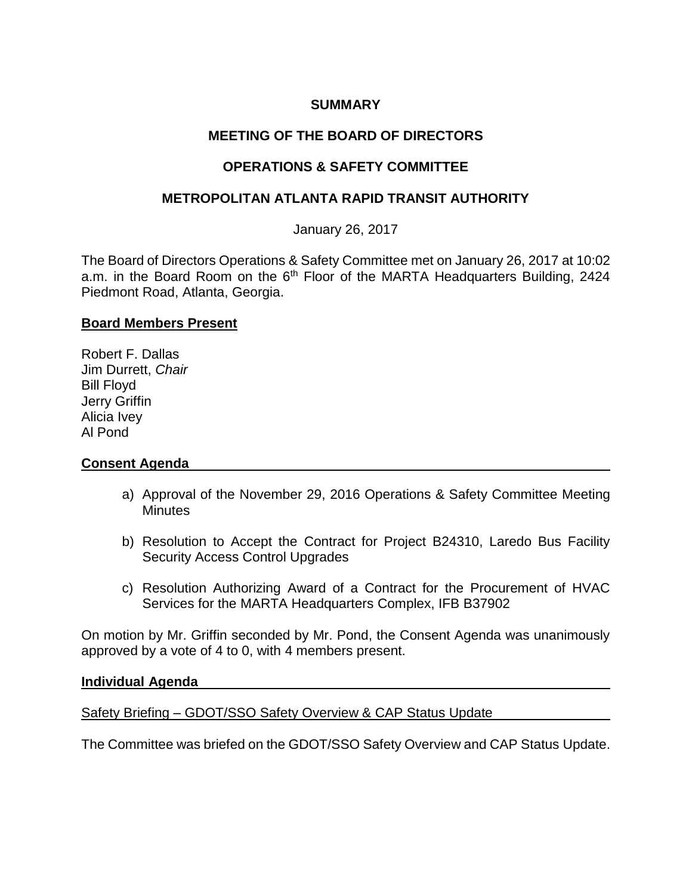**SUMMARY**

**MEETING OF THE BOARD OF DIRECTORS**

**OPERATIONS & SAFETY COMMITTEE**

**METROPOLITAN ATLANTA RAPID TRANSIT AUTHORITY**

January 26, 2017

The Board of Directors Operations & Safety Committee met on January 26, 2017 at 10:02 a.m. in the Board Room on the 6th Floor of the MARTA Headquarters Building, 2424 Piedmont Road, Atlanta, Georgia.

## Board Members Present

Robert F. Dallas
Jim Durrett, *Chair*
Bill Floyd
Jerry Griffin
Alicia Ivey
Al Pond

## Consent Agenda

a) Approval of the November 29, 2016 Operations & Safety Committee Meeting Minutes

b) Resolution to Accept the Contract for Project B24310, Laredo Bus Facility Security Access Control Upgrades

c) Resolution Authorizing Award of a Contract for the Procurement of HVAC Services for the MARTA Headquarters Complex, IFB B37902

On motion by Mr. Griffin seconded by Mr. Pond, the Consent Agenda was unanimously approved by a vote of 4 to 0, with 4 members present.

## Individual Agenda

Safety Briefing – GDOT/SSO Safety Overview & CAP Status Update

The Committee was briefed on the GDOT/SSO Safety Overview and CAP Status Update.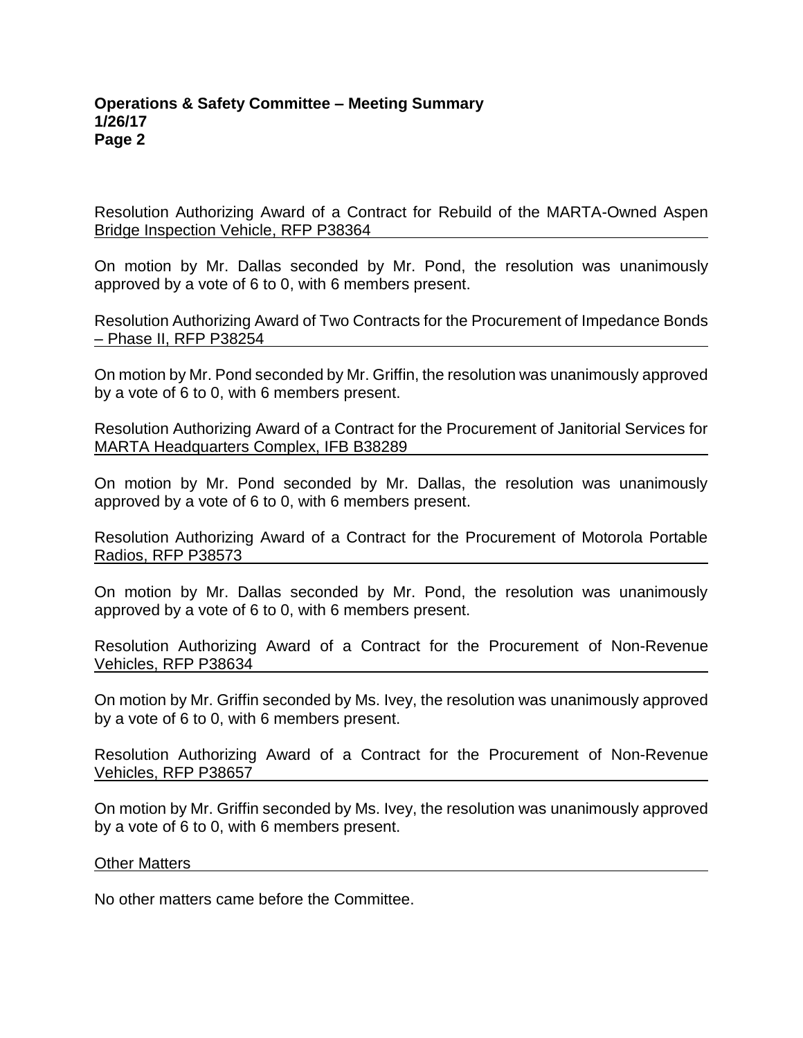Resolution Authorizing Award of a Contract for Rebuild of the MARTA-Owned Aspen Bridge Inspection Vehicle, RFP P38364

On motion by Mr. Dallas seconded by Mr. Pond, the resolution was unanimously approved by a vote of 6 to 0, with 6 members present.

Resolution Authorizing Award of Two Contracts for the Procurement of Impedance Bonds – Phase II, RFP P38254

On motion by Mr. Pond seconded by Mr. Griffin, the resolution was unanimously approved by a vote of 6 to 0, with 6 members present.

Resolution Authorizing Award of a Contract for the Procurement of Janitorial Services for MARTA Headquarters Complex, IFB B38289

On motion by Mr. Pond seconded by Mr. Dallas, the resolution was unanimously approved by a vote of 6 to 0, with 6 members present.

Resolution Authorizing Award of a Contract for the Procurement of Motorola Portable Radios, RFP P38573

On motion by Mr. Dallas seconded by Mr. Pond, the resolution was unanimously approved by a vote of 6 to 0, with 6 members present.

Resolution Authorizing Award of a Contract for the Procurement of Non-Revenue Vehicles, RFP P38634

On motion by Mr. Griffin seconded by Ms. Ivey, the resolution was unanimously approved by a vote of 6 to 0, with 6 members present.

Resolution Authorizing Award of a Contract for the Procurement of Non-Revenue Vehicles, RFP P38657

On motion by Mr. Griffin seconded by Ms. Ivey, the resolution was unanimously approved by a vote of 6 to 0, with 6 members present.

Other Matters

No other matters came before the Committee.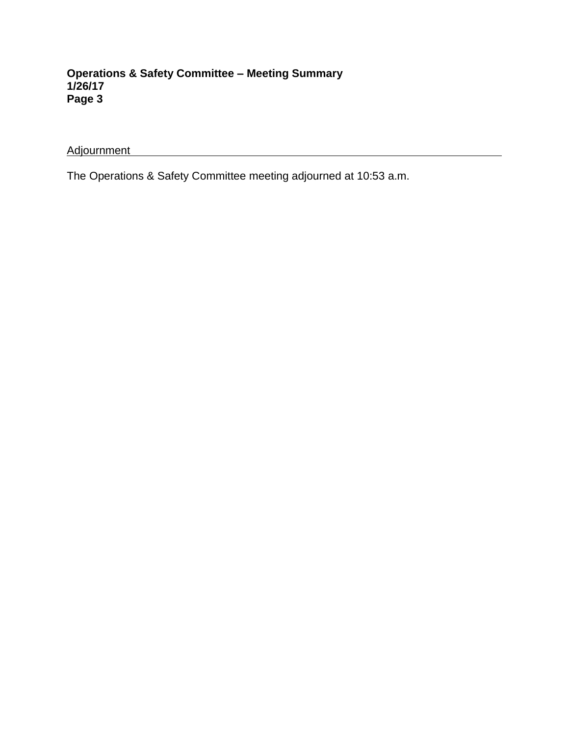## Adjournment

The Operations & Safety Committee meeting adjourned at 10:53 a.m.